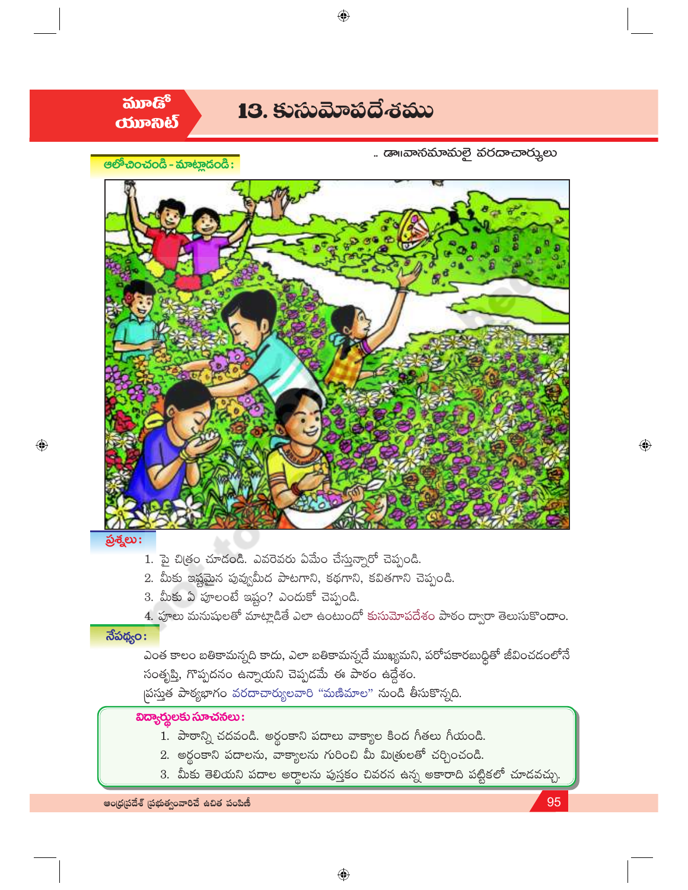మూడో యూనిట్

# 13. కుసుమోపదేశము

.. డా॥వానమామలై వరదాచార్యులు

## ఆలోచించండి - మాట్లాడండి :

## ప్రశ్నలు :

1. పై చిత్రం చూడండి. ఎవరెవరు ఏమేం చేస్తున్నారో చెప్పండి.
2. మీకు ఇష్టమైన పువ్వుమీద పాటగాని, కథగాని, కవితగాని చెప్పండి.
3. మీకు ఏ పూలంటే ఇష్టం? ఎందుకో చెప్పండి.
4. పూలు మనుషులతో మాట్లాడితే ఎలా ఉంటుందో కుసుమోపదేశం పాఠం ద్వారా తెలుసుకొందాం.

## నేపథ్యం :

ఎంత కాలం బతికామన్నది కాదు, ఎలా బతికామన్నదే ముఖ్యమని, పరోపకారబుద్ధితో జీవించడంలోనే సంతృప్తి, గొప్పదనం ఉన్నాయని చెప్పడమే ఈ పాఠం ఉద్దేశం.

ప్రస్తుత పాఠ్యభాగం వరదాచార్యులవారి "మణిమాల" నుండి తీసుకొన్నది.

### విద్యార్థులకు సూచనలు :

1. పాఠాన్ని చదవండి. అర్థంకాని పదాలు వాక్యాల కింద గీతలు గీయండి.
2. అర్థంకాని పదాలను, వాక్యాలను గురించి మీ మిత్రులతో చర్చించండి.
3. మీకు తెలియని పదాల అర్థాలను పుస్తకం చివరన ఉన్న అకారాది పట్టికలో చూడవచ్చు.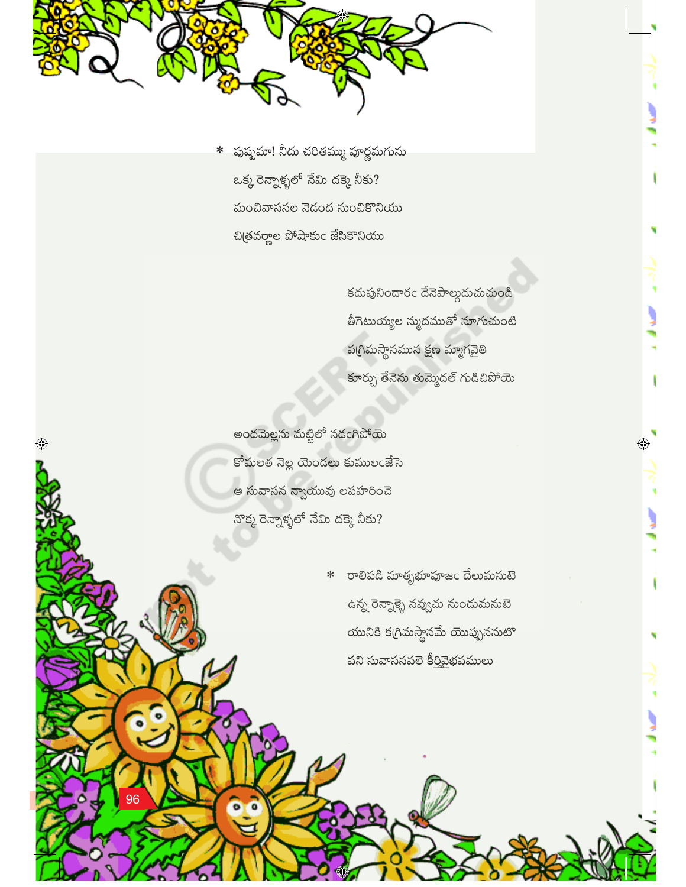* పుష్పమా! నీదు చరితమ్ము పూర్ణమగును

ఒక్క రెన్నాళ్ళలో నేమి దక్కె నీకు?

మంచివాసనల నెడంద నుంచికొనియు

చిత్రవర్ణాల పోషాకుఁ జేసికొనియు

కడుపునిండారఁ దేనెపాల్గుడుచుచుండి

తీగెటుయ్యల స్ముదముతో నూగుచుంటి

వగ్రిమస్థానమున క్షణ మ్మాగవైతి

కూర్చు తేనెను తుమ్మెదల్ గుడిచిపోయె

అందమెల్లను మట్టిలో నడఁగిపోయె

కోమలత నెల్ల యెండలు కుములఁజేసె

ఆ సువాసన న్వాయువు లపహరించె

నొక్క రెన్నాళ్ళలో నేమి దక్కె నీకు?

* రాలిపడి మాతృభూపూజఁ దేలుమనుటె

ఉన్న రెన్నాళ్ళె నవ్వుచు నుండుమనుటె

యునికి కగ్రిమస్థానమే యొప్పుననుటొ

వని సువాసనవలె కీర్తివైభవములు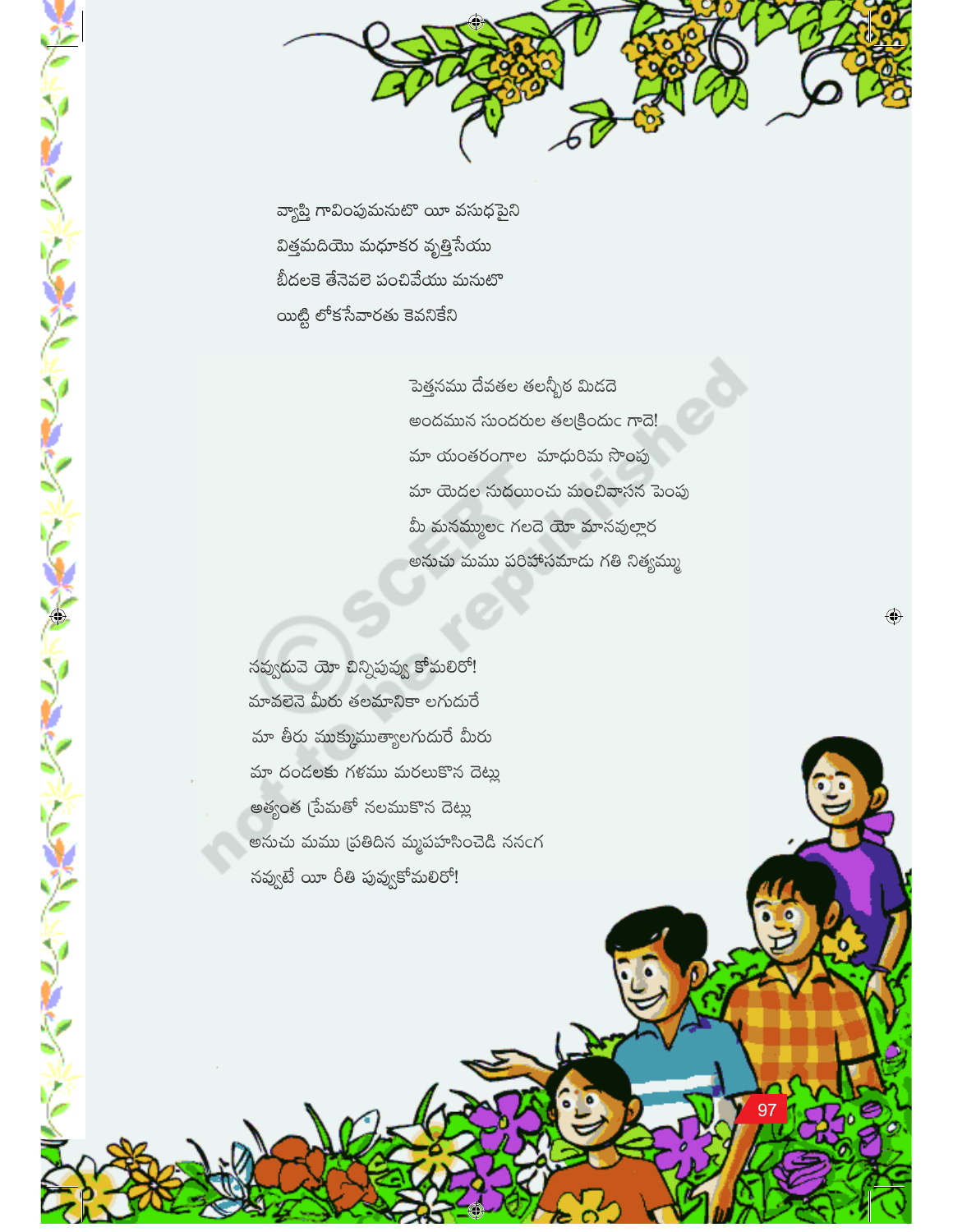వ్యాప్తి గావింపుమనుటొ యీ వసుధపైని
విత్తమదియె మధూకర వృత్తిసేయు
బీదలకె తేనెవలె పంచివేయు మనుటొ
యిట్టి లోకసేవారతు కెవనికేని

పెత్తనము దేవతల తలన్బీర మిడదె
అందమున సుందరుల తలక్రిందుఁ గాదె!
మా యంతరంగాల మాధురిమ సొంపు
మా యెదల నుదయించు మంచివాసన పెంపు
మీ మనమ్ములఁ గలదె యో మానవుల్లార
అనుచు మము పరిహాసమాడు గతి నిత్యమ్ము

నవ్వుదువె యో చిన్నిపువ్వు కోమలిరో!
మావలెనె మీరు తలమానికా లగుదురే
మా తీరు ముక్కుముత్యాలగుదురే మీరు
మా దండలకు గళము మరలుకొన దెట్లు
అత్యంత ప్రేమతో నలముకొన దెట్లు
అనుచు మము ప్రతిదిన మ్మపహసించెడి ననఁగ
నవ్వుటే యీ రీతి పువ్వుకోమలిరో!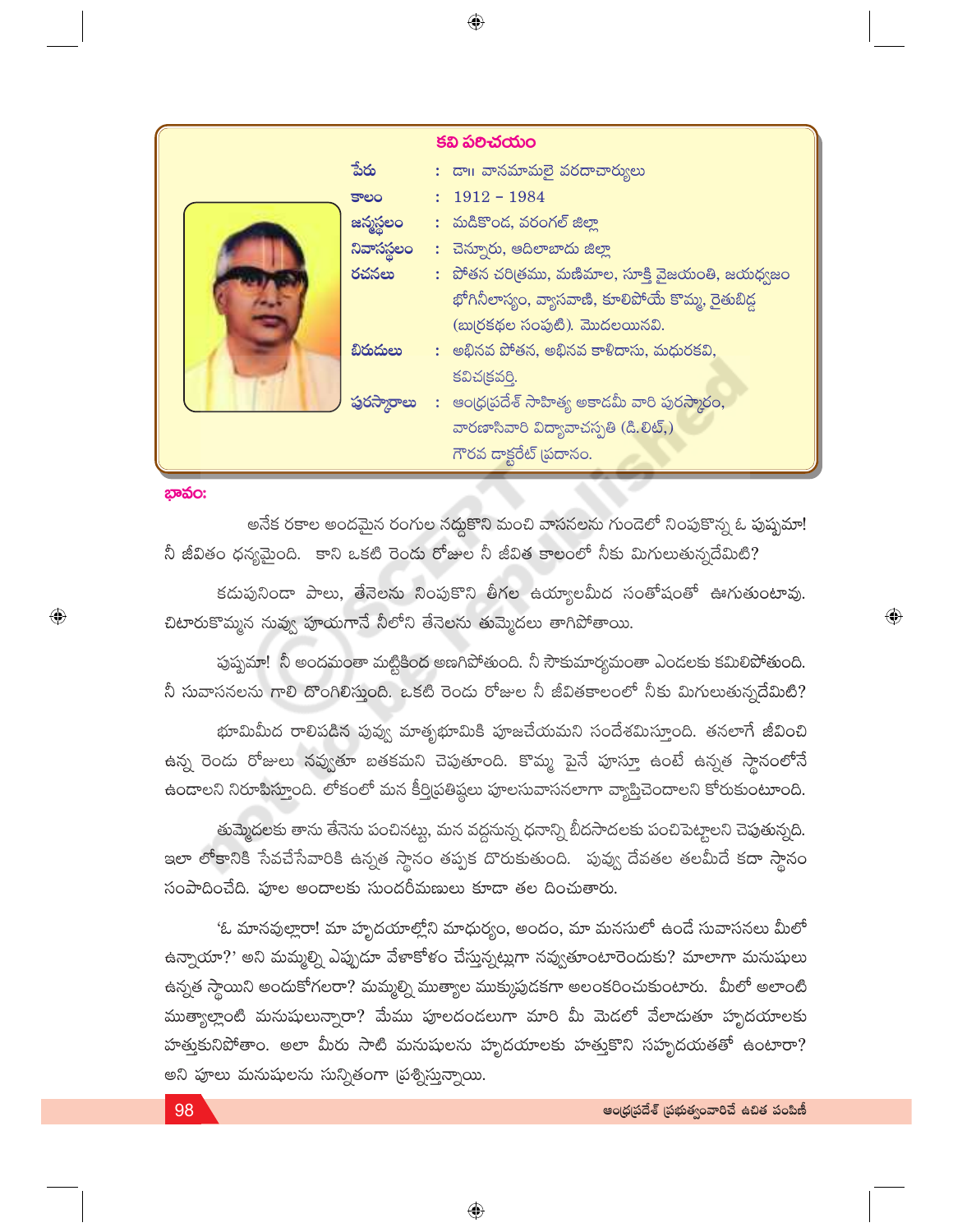## కవి పరిచయం

| | |
|---|---|
| పేరు | : డా॥ వానమామలై వరదాచార్యులు |
| కాలం | : 1912 – 1984 |
| జన్మస్థలం | : మడికొండ, వరంగల్ జిల్లా |
| నివాసస్థలం | : చెన్నూరు, ఆదిలాబాదు జిల్లా |
| రచనలు | : పోతన చరిత్రము, మణిమాల, సూక్తి వైజయంతి, జయధ్వజం భోగినీలాస్యం, వ్యాసవాణి, కూలిపోయే కొమ్మ, రైతుబిడ్డ (బుర్రకథల సంపుటి). మొదలయినవి. |
| బిరుదులు | : అభినవ పోతన, అభినవ కాళిదాసు, మధురకవి, కవిచక్రవర్తి. |
| పురస్కారాలు | : ఆంధ్రప్రదేశ్ సాహిత్య అకాడమీ వారి పురస్కారం, వారణాసివారి విద్యావాచస్పతి (డి.లిట్.) గౌరవ డాక్టరేట్ ప్రదానం. |

**భావం:**

అనేక రకాల అందమైన రంగుల నద్దుకొని మంచి వాసనలను గుండెలో నింపుకొన్న ఓ పుష్పమా! నీ జీవితం ధన్యమైంది. కాని ఒకటి రెండు రోజుల నీ జీవిత కాలంలో నీకు మిగులుతున్నదేమిటి?

కడుపునిండా పాలు, తేనెలను నింపుకొని తీగల ఉయ్యాలమీద సంతోషంతో ఊగుతుంటావు. చిటారుకొమ్మన నువ్వు పూయగానే నీలోని తేనెలను తుమ్మెదలు తాగిపోతాయి.

పుష్పమా! నీ అందమంతా మట్టికింద అణగిపోతుంది. నీ సౌకుమార్యమంతా ఎండలకు కమిలిపోతుంది. నీ సువాసనలను గాలి దొంగిలిస్తుంది. ఒకటి రెండు రోజుల నీ జీవితకాలంలో నీకు మిగులుతున్నదేమిటి?

భూమిమీద రాలిపడిన పువ్వు మాతృభూమికి పూజచేయమని సందేశమిస్తుంది. తనలాగే జీవించి ఉన్న రెండు రోజులు నవ్వుతూ బతకమని చెపుతుంది. కొమ్మ పైనే పూస్తూ ఉంటే ఉన్నత స్థానంలోనే ఉండాలని నిరూపిస్తుంది. లోకంలో మన కీర్తిప్రతిష్ఠలు పూలసువాసనలాగా వ్యాప్తిచెందాలని కోరుకుంటుంది.

తుమ్మెదలకు తాను తేనెను పంచినట్లు, మన వద్దనున్న ధనాన్ని బీదసాదలకు పంచిపెట్టాలని చెపుతున్నది. ఇలా లోకానికి సేవచేసేవారికి ఉన్నత స్థానం తప్పక దొరుకుతుంది. పువ్వు దేవతల తలమీదే కదా స్థానం సంపాదించేది. పూల అందాలకు సుందరీమణులు కూడా తల దించుతారు.

'ఓ మానవుల్లారా! మా హృదయాల్లోని మాధుర్యం, అందం, మా మనసులో ఉండే సువాసనలు మీలో ఉన్నాయా?' అని మమ్మల్ని ఎప్పుడూ వేళాకోళం చేస్తున్నట్లుగా నవ్వుతూంటారెందుకు? మాలాగా మనుషులు ఉన్నత స్థాయిని అందుకోగలరా? మమ్మల్ని ముత్యాల ముక్కుపుడకగా అలంకరించుకుంటారు. మీలో అలాంటి ముత్యాల్లాంటి మనుషులున్నారా? మేము పూలదండలుగా మారి మీ మెడలో వేలాడుతూ హృదయాలకు హత్తుకునిపోతాం. అలా మీరు సాటి మనుషులను హృదయాలకు హత్తుకొని సహృదయతతో ఉంటారా? అని పూలు మనుషులను సున్నితంగా ప్రశ్నిస్తున్నాయి.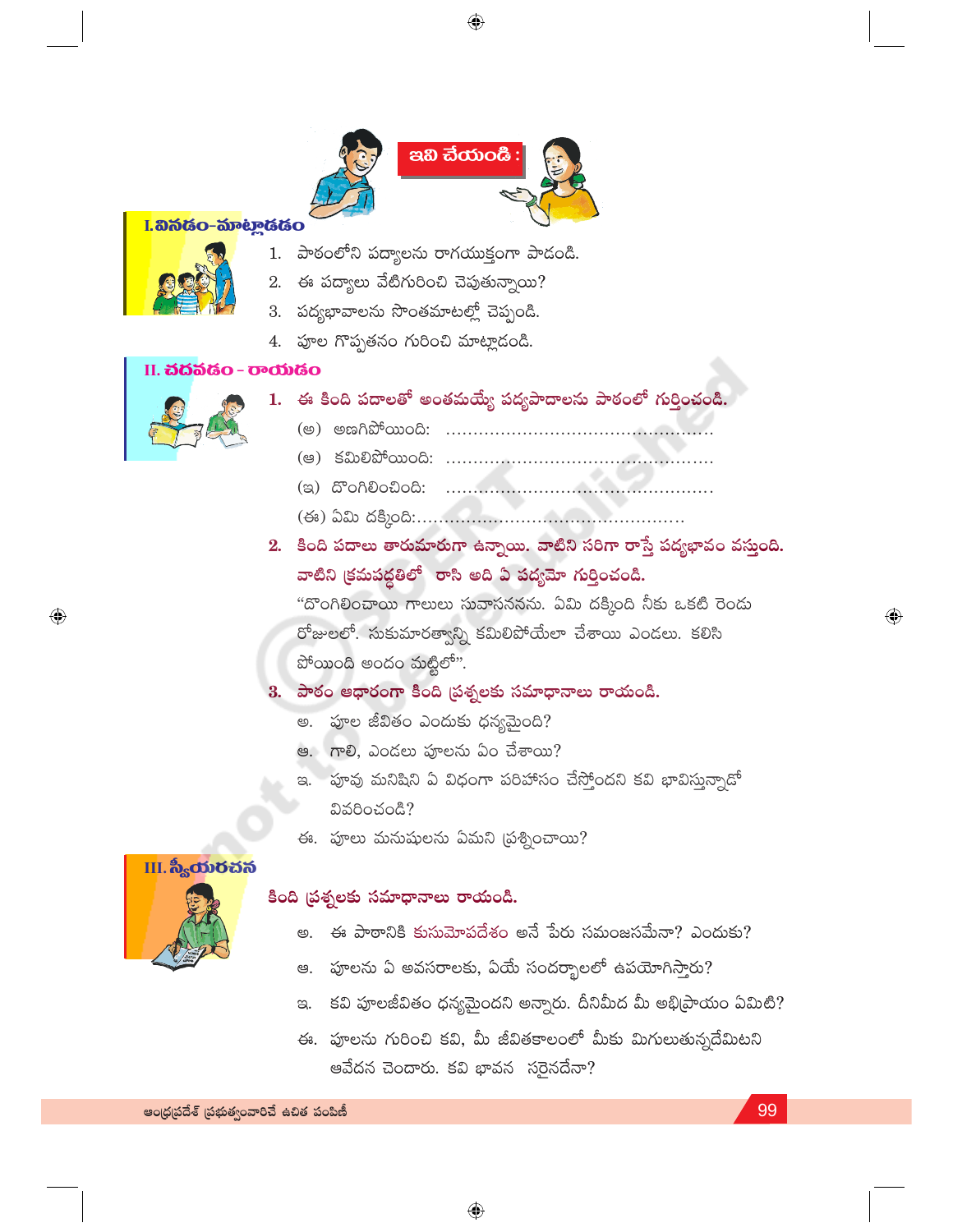## ఇవి చేయండి :

### I. వినడం-మాట్లాడడం

1. పాఠంలోని పద్యాలను రాగయుక్తంగా పాడండి.
2. ఈ పద్యాలు వేటిగురించి చెపుతున్నాయి?
3. పద్యభావాలను సొంతమాటల్లో చెప్పండి.
4. పూల గొప్పతనం గురించి మాట్లాడండి.

### II. చదవడం - రాయడం

**1. ఈ కింది పదాలతో అంతమయ్యే పద్యపాదాలను పాఠంలో గుర్తించండి.**

(అ) అణగిపోయింది: ...............................................

(ఆ) కమిలిపోయింది: ...............................................

(ఇ) దొంగిలించింది: ...............................................

(ఈ) ఏమి దక్కింది:...............................................

**2. కింది పదాలు తారుమారుగా ఉన్నాయి. వాటిని సరిగా రాస్తే పద్యభావం వస్తుంది. వాటిని క్రమపద్ధతిలో రాసి అది ఏ పద్యమో గుర్తించండి.**

"దొంగిలించాయి గాలులు సువాసనను. ఏమి దక్కింది నీకు ఒకటి రెండు రోజులలో. సుకుమారత్వాన్ని కమిలిపోయేలా చేశాయి ఎండలు. కలిసి పోయింది అందం మట్టిలో".

**3. పాఠం ఆధారంగా కింది ప్రశ్నలకు సమాధానాలు రాయండి.**

అ. పూల జీవితం ఎందుకు ధన్యమైంది?

ఆ. గాలి, ఎండలు పూలను ఏం చేశాయి?

ఇ. పూవు మనిషిని ఏ విధంగా పరిహాసం చేస్తోందని కవి భావిస్తున్నాడో వివరించండి?

ఈ. పూలు మనుషులను ఏమని ప్రశ్నించాయి?

### III. స్వీయరచన

**కింది ప్రశ్నలకు సమాధానాలు రాయండి.**

అ. ఈ పాఠానికి కుసుమోపదేశం అనే పేరు సమంజసమేనా? ఎందుకు?

ఆ. పూలను ఏ అవసరాలకు, ఏయే సందర్భాలలో ఉపయోగిస్తారు?

ఇ. కవి పూలజీవితం ధన్యమైందని అన్నారు. దీనిమీద మీ అభిప్రాయం ఏమిటి?

ఈ. పూలను గురించి కవి, మీ జీవితకాలంలో మీకు మిగులుతున్నదేమిటని ఆవేదన చెందారు. కవి భావన సరైనదేనా?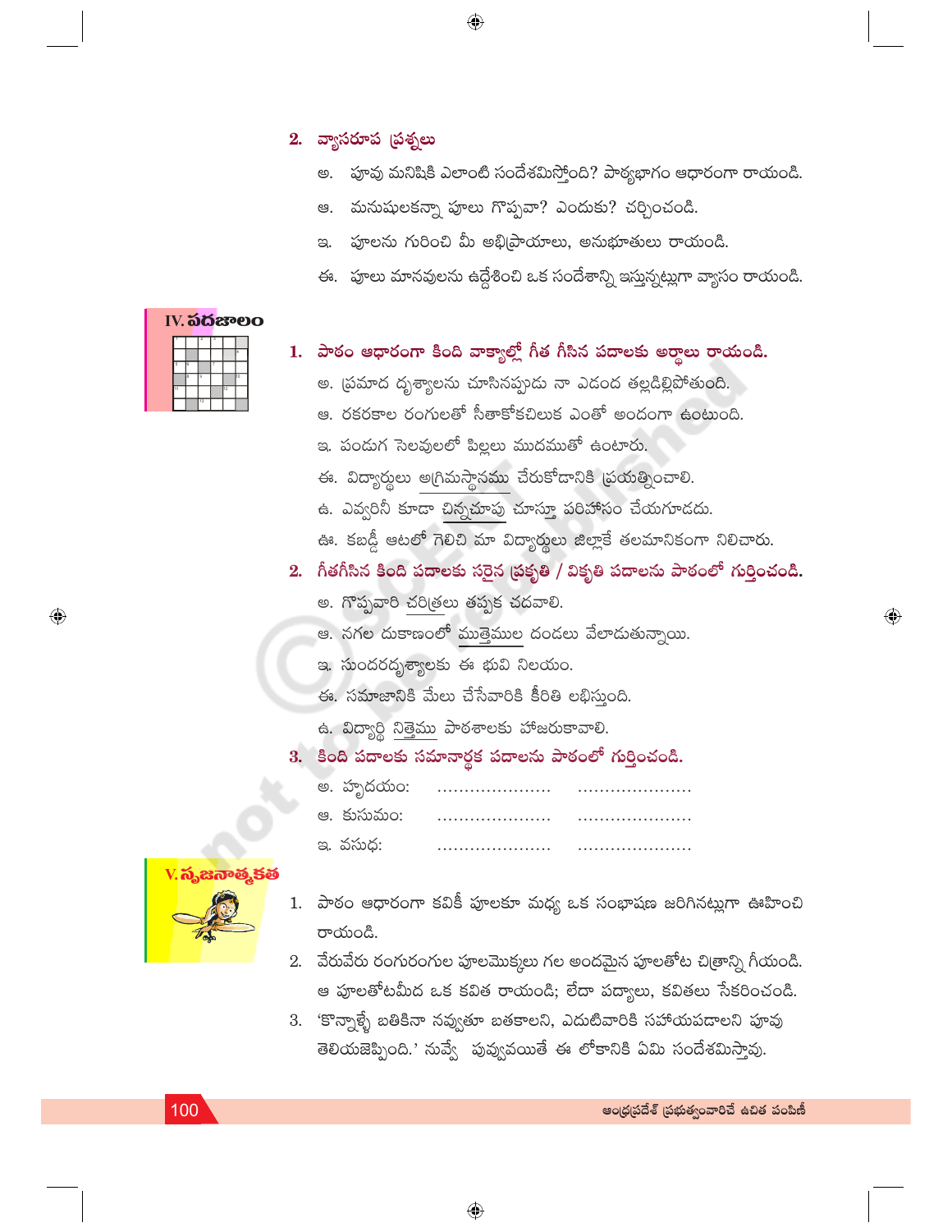### 2. వ్యాసరూప ప్రశ్నలు

అ. పూవు మనిషికి ఎలాంటి సందేశమిస్తోంది? పాఠ్యభాగం ఆధారంగా రాయండి.

ఆ. మనుషులకన్నా పూలు గొప్పవా? ఎందుకు? చర్చించండి.

ఇ. పూలను గురించి మీ అభిప్రాయాలు, అనుభూతులు రాయండి.

ఈ. పూలు మానవులను ఉద్దేశించి ఒక సందేశాన్ని ఇస్తున్నట్లుగా వ్యాసం రాయండి.

## IV. పదజాలం

**1. పాఠం ఆధారంగా కింది వాక్యాల్లో గీత గీసిన పదాలకు అర్థాలు రాయండి.**

అ. ప్రమాద దృశ్యాలను చూసినప్పుడు నా ఎడంద తల్లడిల్లిపోతుంది.

ఆ. రకరకాల రంగులతో సీతాకోకచిలుక ఎంతో అందంగా ఉంటుంది.

ఇ. పండుగ సెలవులలో పిల్లలు ముదముతో ఉంటారు.

ఈ. విద్యార్థులు అగ్రిమస్థానము చేరుకోడానికి ప్రయత్నించాలి.

ఉ. ఎవ్వరినీ కూడా చిన్నచూపు చూస్తూ పరిహాసం చేయగూడదు.

ఊ. కబడ్డీ ఆటలో గెలిచి మా విద్యార్థులు జిల్లాకే తలమానికంగా నిలిచారు.

**2. గీతగీసిన కింది పదాలకు సరైన ప్రకృతి / వికృతి పదాలను పాఠంలో గుర్తించండి.**

అ. గొప్పవారి చరిత్రలు తప్పక చదవాలి.

ఆ. నగల దుకాణంలో ముత్తెముల దండలు వేలాడుతున్నాయి.

ఇ. సుందరదృశ్యాలకు ఈ భువి నిలయం.

ఈ. సమాజానికి మేలు చేసేవారికి కీరితి లభిస్తుంది.

ఉ. విద్యార్థి నిత్తెము పాఠశాలకు హాజరుకావాలి.

**3. కింది పదాలకు సమానార్థక పదాలను పాఠంలో గుర్తించండి.**

అ. హృదయం: .................... ....................

ఆ. కుసుమం: .................... ....................

ఇ. వసుధ: .................... ....................

## V. సృజనాత్మకత

1. పాఠం ఆధారంగా కవికీ పూలకూ మధ్య ఒక సంభాషణ జరిగినట్లుగా ఊహించి రాయండి.

2. వేరువేరు రంగురంగుల పూలమొక్కలు గల అందమైన పూలతోట చిత్రాన్ని గీయండి. ఆ పూలతోటమీద ఒక కవిత రాయండి; లేదా పద్యాలు, కవితలు సేకరించండి.

3. 'కొన్నాళ్ళే బతికినా నవ్వుతూ బతకాలని, ఎదుటివారికి సహాయపడాలని పూవు తెలియజెప్పింది.' నువ్వే పువ్వువయితే ఈ లోకానికి ఏమి సందేశమిస్తావు.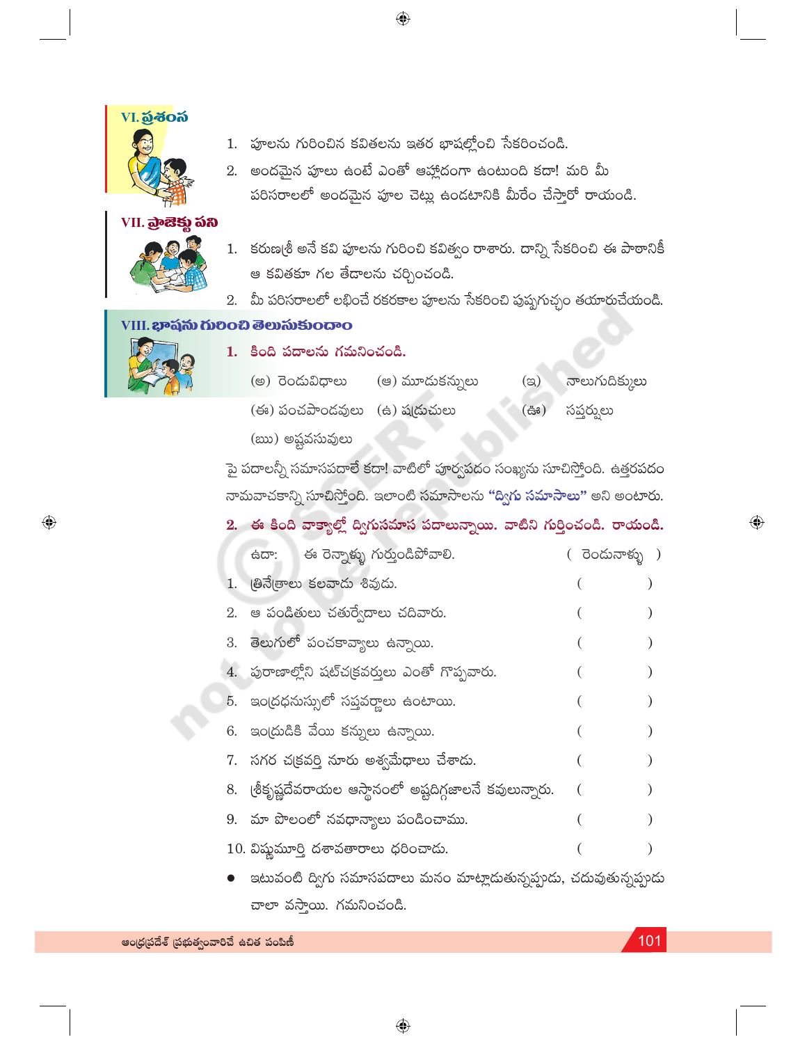## VI. ప్రశంస

1. పూలను గురించిన కవితలను ఇతర భాషల్లోంచి సేకరించండి.
2. అందమైన పూలు ఉంటే ఎంతో ఆహ్లాదంగా ఉంటుంది కదా! మరి మీ పరిసరాలలో అందమైన పూల చెట్లు ఉండటానికి మీరేం చేస్తారో రాయండి.

## VII. ప్రాజెక్టు పని

1. కరుణశ్రీ అనే కవి పూలను గురించి కవిత్వం రాశారు. దాన్ని సేకరించి ఈ పాఠానికీ ఆ కవితకూ గల తేడాలను చర్చించండి.
2. మీ పరిసరాలలో లభించే రకరకాల పూలను సేకరించి పుష్పగుచ్ఛం తయారుచేయండి.

## VIII. భాషను గురించి తెలుసుకుందాం

**1. కింది పదాలను గమనించండి.**

(అ) రెండువిధాలు (ఆ) మూడుకన్నులు (ఇ) నాలుగుదిక్కులు

(ఈ) పంచపాండవులు (ఉ) షడ్రుచులు (ఊ) సప్తర్షులు

(ఋ) అష్టవసువులు

పై పదాలన్నీ సమాసపదాలే కదా! వాటిలో పూర్వపదం సంఖ్యను సూచిస్తోంది. ఉత్తరపదం నామవాచకాన్ని సూచిస్తోంది. ఇలాంటి సమాసాలను **"ద్విగు సమాసాలు"** అని అంటారు.

**2. ఈ కింది వాక్యాల్లో ద్విగుసమాస పదాలున్నాయి. వాటిని గుర్తించండి. రాయండి.**

ఉదా: ఈ రెన్నాళ్ళు గుర్తుండిపోవాలి. ( రెండునాళ్ళు )

1. త్రినేత్రాలు కలవాడు శివుడు. ( )
2. ఆ పండితులు చతుర్వేదాలు చదివారు. ( )
3. తెలుగులో పంచకావ్యాలు ఉన్నాయి. ( )
4. పురాణాల్లోని షట్చక్రవర్తులు ఎంతో గొప్పవారు. ( )
5. ఇంద్రధనుస్సులో సప్తవర్ణాలు ఉంటాయి. ( )
6. ఇంద్రుడికి వేయి కన్నులు ఉన్నాయి. ( )
7. సగర చక్రవర్తి నూరు అశ్వమేధాలు చేశాడు. ( )
8. శ్రీకృష్ణదేవరాయల ఆస్థానంలో అష్టదిగ్గజాలనే కవులున్నారు. ( )
9. మా పొలంలో నవధాన్యాలు పండించాము. ( )
10. విష్ణుమూర్తి దశావతారాలు ధరించాడు. ( )

- ఇటువంటి ద్విగు సమాసపదాలు మనం మాట్లాడుతున్నప్పుడు, చదువుతున్నప్పుడు చాలా వస్తాయి. గమనించండి.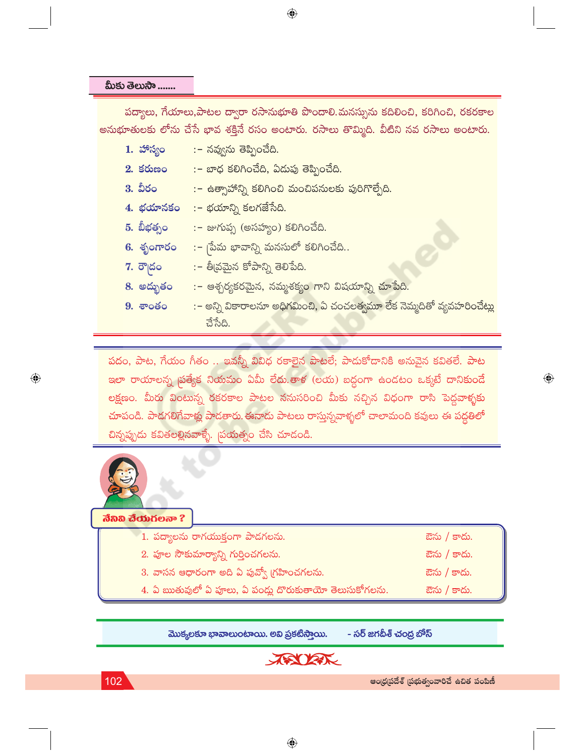**మీకు తెలుసా .......**

పద్యాలు, గేయాలు,పాటల ద్వారా రసానుభూతి పొందాలి.మనస్సును కదిలించి, కరిగించి, రకరకాల అనుభూతులకు లోను చేసే భావ శక్తినే రసం అంటారు. రసాలు తొమ్మిది. వీటిని నవ రసాలు అంటారు.

1. **హాస్యం** :- నవ్వును తెప్పించేది.
2. **కరుణం** :- బాధ కలిగించేది, ఏడుపు తెప్పించేది.
3. **వీరం** :- ఉత్సాహాన్ని కలిగించి మంచిపనులకు పురిగొల్పేది.
4. **భయానకం** :- భయాన్ని కలగజేసేది.
5. **బీభత్సం** :- జుగుప్స (అసహ్యం) కలిగించేది.
6. **శృంగారం** :- ప్రేమ భావాన్ని మనసులో కలిగించేది..
7. **రౌద్రం** :- తీవ్రమైన కోపాన్ని తెలిపేది.
8. **అద్భుతం** :- ఆశ్చర్యకరమైన, నమ్మశక్యం గాని విషయాన్ని చూపేది.
9. **శాంతం** :- అన్ని వికారాలనూ అధిగమించి, ఏ చంచలత్వమూ లేక నెమ్మదితో వ్యవహరించేట్లు చేసేది.

పదం, పాట, గేయం గీతం .. ఇవన్నీ వివిధ రకాలైన పాటలే; పాడుకోడానికి అనువైన కవితలే. పాట ఇలా రాయాలన్న ప్రత్యేక నియమం ఏమీ లేదు.తాళ (లయ) బద్ధంగా ఉండటం ఒక్కటే దానికుండే లక్షణం. మీరు వింటున్న రకరకాల పాటల ననుసరించి మీకు నచ్చిన విధంగా రాసి పెద్దవాళ్ళకు చూపండి. పాడగలిగేవాళ్లు పాడతారు. ఈనాడు పాటలు రాస్తున్నవాళ్ళలో చాలామంది కవులు ఈ పద్ధతిలో చిన్నప్పుడు కవితలల్లినవాళ్ళే. ప్రయత్నం చేసి చూడండి.

**నేనివి చేయగలనా ?**

| | |
|---|---|
| 1. పద్యాలను రాగయుక్తంగా పాడగలను. | ఔను / కాదు. |
| 2. పూల సౌకుమార్యాన్ని గుర్తించగలను. | ఔను / కాదు. |
| 3. వాసన ఆధారంగా అది ఏ పువ్వో గ్రహించగలను. | ఔను / కాదు. |
| 4. ఏ ఋతువులో ఏ పూలు, ఏ పండ్లు దొరుకుతాయో తెలుసుకోగలను. | ఔను / కాదు. |

**మొక్కలకూ భావాలుంటాయి. అవి ప్రకటిస్తాయి. - సర్ జగదీశ్ చంద్ర బోస్**